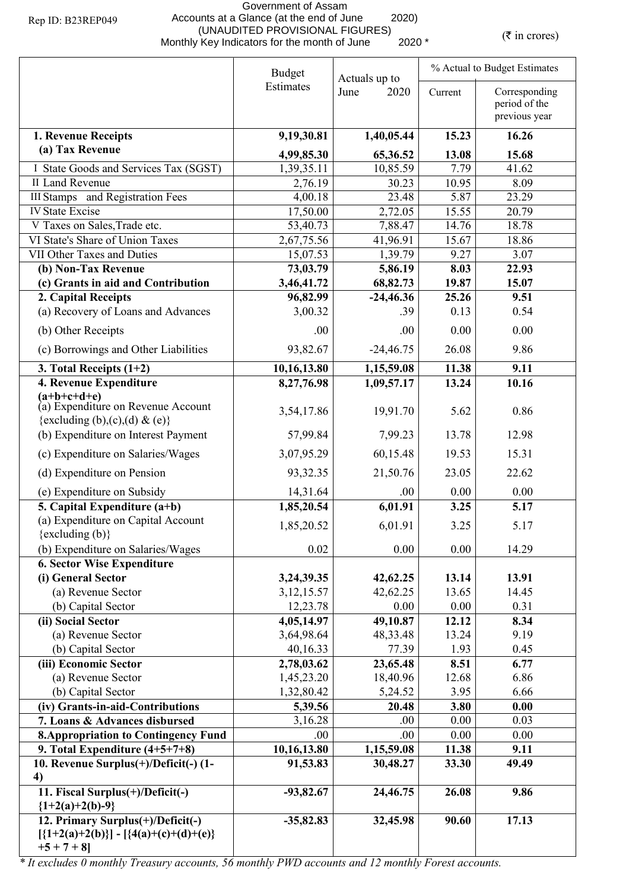Rep ID: B23REP049

# Government of Assam
## Accounts at a Glance (at the end of June 2020)
### (UNAUDITED PROVISIONAL FIGURES)
### Monthly Key Indicators for the month of June 2020 *

(₹ in crores)

| | Budget Estimates | Actuals up to June 2020 | % Actual to Budget Estimates | |
|---|---|---|---|---|
| | | | Current | Corresponding period of the previous year |
| **1. Revenue Receipts** | **9,19,30.81** | **1,40,05.44** | **15.23** | **16.26** |
| **(a) Tax Revenue** | **4,99,85.30** | **65,36.52** | **13.08** | **15.68** |
| I State Goods and Services Tax (SGST) | 1,39,35.11 | 10,85.59 | 7.79 | 41.62 |
| II Land Revenue | 2,76.19 | 30.23 | 10.95 | 8.09 |
| III Stamps and Registration Fees | 4,00.18 | 23.48 | 5.87 | 23.29 |
| IV State Excise | 17,50.00 | 2,72.05 | 15.55 | 20.79 |
| V Taxes on Sales,Trade etc. | 53,40.73 | 7,88.47 | 14.76 | 18.78 |
| VI State's Share of Union Taxes | 2,67,75.56 | 41,96.91 | 15.67 | 18.86 |
| VII Other Taxes and Duties | 15,07.53 | 1,39.79 | 9.27 | 3.07 |
| **(b) Non-Tax Revenue** | **73,03.79** | **5,86.19** | **8.03** | **22.93** |
| **(c) Grants in aid and Contribution** | **3,46,41.72** | **68,82.73** | **19.87** | **15.07** |
| **2. Capital Receipts** | **96,82.99** | **-24,46.36** | **25.26** | **9.51** |
| (a) Recovery of Loans and Advances | 3,00.32 | .39 | 0.13 | 0.54 |
| (b) Other Receipts | .00 | .00 | 0.00 | 0.00 |
| (c) Borrowings and Other Liabilities | 93,82.67 | -24,46.75 | 26.08 | 9.86 |
| **3. Total Receipts (1+2)** | **10,16,13.80** | **1,15,59.08** | **11.38** | **9.11** |
| **4. Revenue Expenditure (a+b+c+d+e)** | **8,27,76.98** | **1,09,57.17** | **13.24** | **10.16** |
| (a) Expenditure on Revenue Account {excluding (b),(c),(d) & (e)} | 3,54,17.86 | 19,91.70 | 5.62 | 0.86 |
| (b) Expenditure on Interest Payment | 57,99.84 | 7,99.23 | 13.78 | 12.98 |
| (c) Expenditure on Salaries/Wages | 3,07,95.29 | 60,15.48 | 19.53 | 15.31 |
| (d) Expenditure on Pension | 93,32.35 | 21,50.76 | 23.05 | 22.62 |
| (e) Expenditure on Subsidy | 14,31.64 | .00 | 0.00 | 0.00 |
| **5. Capital Expenditure (a+b)** | **1,85,20.54** | **6,01.91** | **3.25** | **5.17** |
| (a) Expenditure on Capital Account {excluding (b)} | 1,85,20.52 | 6,01.91 | 3.25 | 5.17 |
| (b) Expenditure on Salaries/Wages | 0.02 | 0.00 | 0.00 | 14.29 |
| **6. Sector Wise Expenditure** | | | | |
| **(i) General Sector** | **3,24,39.35** | **42,62.25** | **13.14** | **13.91** |
| (a) Revenue Sector | 3,12,15.57 | 42,62.25 | 13.65 | 14.45 |
| (b) Capital Sector | 12,23.78 | 0.00 | 0.00 | 0.31 |
| **(ii) Social Sector** | **4,05,14.97** | **49,10.87** | **12.12** | **8.34** |
| (a) Revenue Sector | 3,64,98.64 | 48,33.48 | 13.24 | 9.19 |
| (b) Capital Sector | 40,16.33 | 77.39 | 1.93 | 0.45 |
| **(iii) Economic Sector** | **2,78,03.62** | **23,65.48** | **8.51** | **6.77** |
| (a) Revenue Sector | 1,45,23.20 | 18,40.96 | 12.68 | 6.86 |
| (b) Capital Sector | 1,32,80.42 | 5,24.52 | 3.95 | 6.66 |
| **(iv) Grants-in-aid-Contributions** | **5,39.56** | **20.48** | **3.80** | **0.00** |
| **7. Loans & Advances disbursed** | 3,16.28 | .00 | 0.00 | 0.03 |
| **8.Appropriation to Contingency Fund** | .00 | .00 | 0.00 | 0.00 |
| **9. Total Expenditure (4+5+7+8)** | **10,16,13.80** | **1,15,59.08** | **11.38** | **9.11** |
| **10. Revenue Surplus(+)/Deficit(-) (1-4)** | **91,53.83** | **30,48.27** | **33.30** | **49.49** |
| **11. Fiscal Surplus(+)/Deficit(-) {1+2(a)+2(b)-9}** | **-93,82.67** | **24,46.75** | **26.08** | **9.86** |
| **12. Primary Surplus(+)/Deficit(-) [{1+2(a)+2(b)}] - [{4(a)+(c)+(d)+(e)} +5 + 7 + 8]** | **-35,82.83** | **32,45.98** | **90.60** | **17.13** |

*\* It excludes 0 monthly Treasury accounts, 56 monthly PWD accounts and 12 monthly Forest accounts.*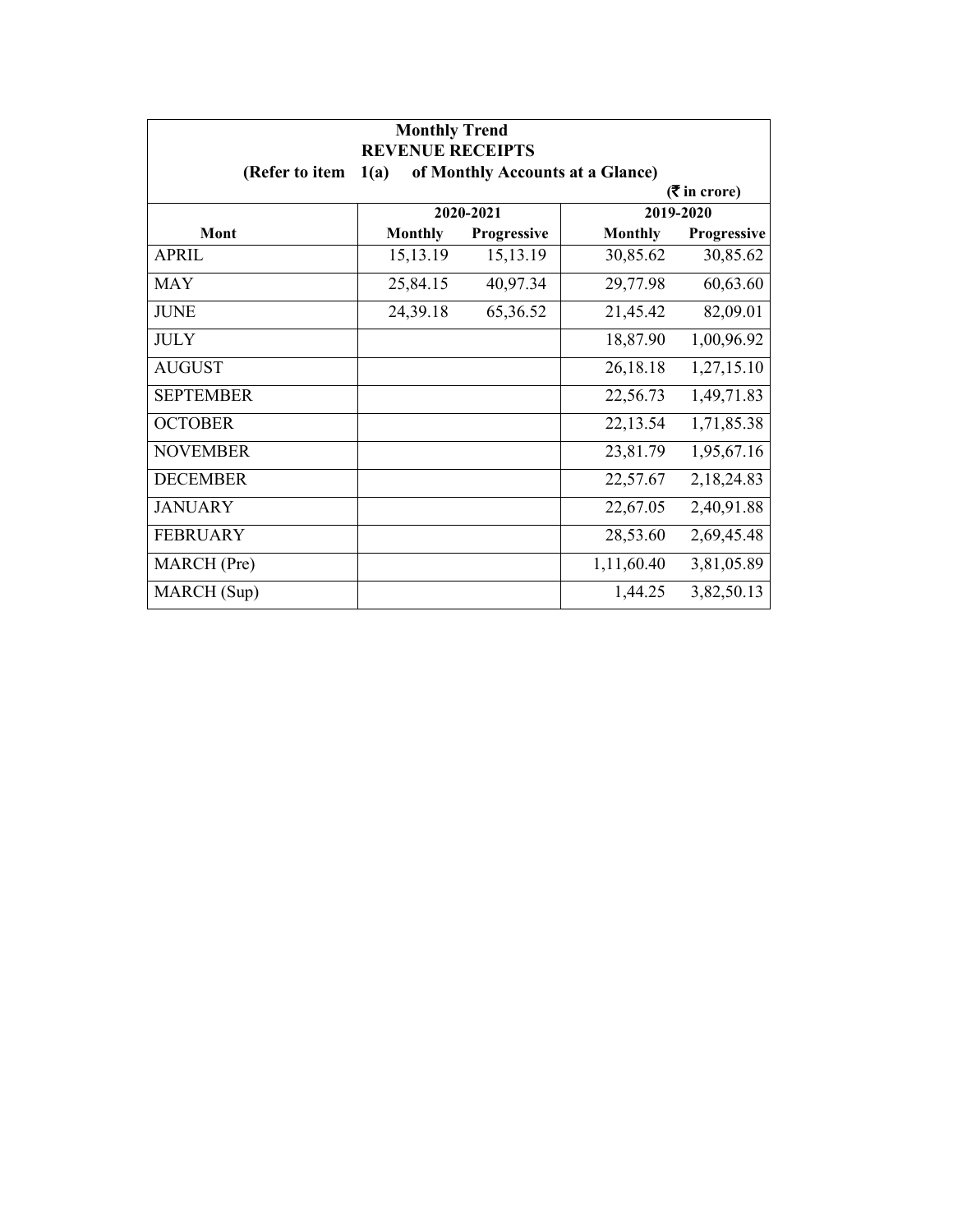**Monthly Trend**

**REVENUE RECEIPTS**

**(Refer to item 1(a) of Monthly Accounts at a Glance)**

**(₹ in crore)**

| Mont | 2020-2021 | | 2019-2020 | |
|---|---|---|---|---|
| | Monthly | Progressive | Monthly | Progressive |
| APRIL | 15,13.19 | 15,13.19 | 30,85.62 | 30,85.62 |
| MAY | 25,84.15 | 40,97.34 | 29,77.98 | 60,63.60 |
| JUNE | 24,39.18 | 65,36.52 | 21,45.42 | 82,09.01 |
| JULY | | | 18,87.90 | 1,00,96.92 |
| AUGUST | | | 26,18.18 | 1,27,15.10 |
| SEPTEMBER | | | 22,56.73 | 1,49,71.83 |
| OCTOBER | | | 22,13.54 | 1,71,85.38 |
| NOVEMBER | | | 23,81.79 | 1,95,67.16 |
| DECEMBER | | | 22,57.67 | 2,18,24.83 |
| JANUARY | | | 22,67.05 | 2,40,91.88 |
| FEBRUARY | | | 28,53.60 | 2,69,45.48 |
| MARCH (Pre) | | | 1,11,60.40 | 3,81,05.89 |
| MARCH (Sup) | | | 1,44.25 | 3,82,50.13 |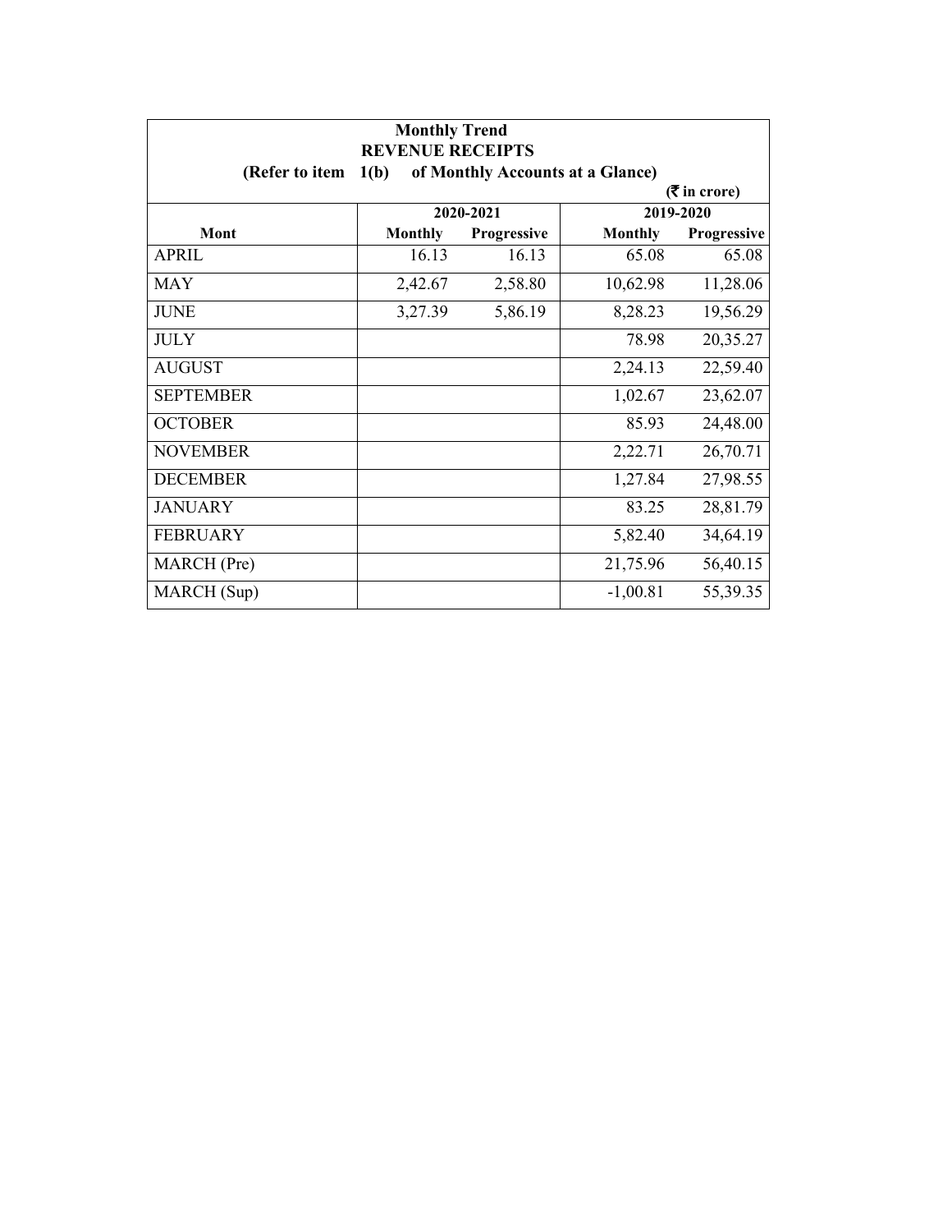**Monthly Trend**
**REVENUE RECEIPTS**
**(Refer to item 1(b) of Monthly Accounts at a Glance)**

**(₹ in crore)**

| Mont | 2020-2021 | | 2019-2020 | |
|---|---|---|---|---|
| | Monthly | Progressive | Monthly | Progressive |
| APRIL | 16.13 | 16.13 | 65.08 | 65.08 |
| MAY | 2,42.67 | 2,58.80 | 10,62.98 | 11,28.06 |
| JUNE | 3,27.39 | 5,86.19 | 8,28.23 | 19,56.29 |
| JULY | | | 78.98 | 20,35.27 |
| AUGUST | | | 2,24.13 | 22,59.40 |
| SEPTEMBER | | | 1,02.67 | 23,62.07 |
| OCTOBER | | | 85.93 | 24,48.00 |
| NOVEMBER | | | 2,22.71 | 26,70.71 |
| DECEMBER | | | 1,27.84 | 27,98.55 |
| JANUARY | | | 83.25 | 28,81.79 |
| FEBRUARY | | | 5,82.40 | 34,64.19 |
| MARCH (Pre) | | | 21,75.96 | 56,40.15 |
| MARCH (Sup) | | | -1,00.81 | 55,39.35 |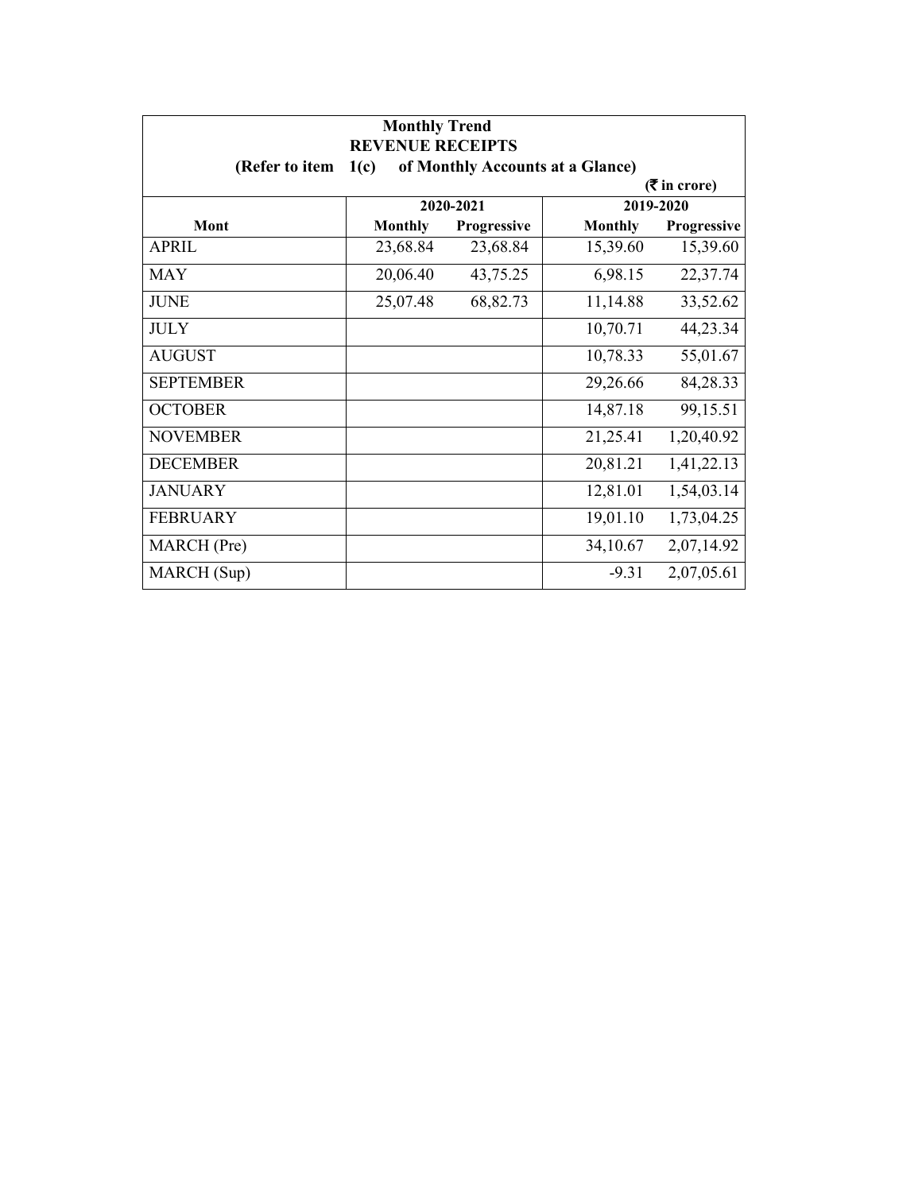| Monthly Trend<br>REVENUE RECEIPTS<br>(Refer to item 1(c) of Monthly Accounts at a Glance) | | | | |
|---|---|---|---|---|
| | | | | (₹ in crore) |
| | 2020-2021 | | 2019-2020 | |
| Mont | Monthly | Progressive | Monthly | Progressive |
| APRIL | 23,68.84 | 23,68.84 | 15,39.60 | 15,39.60 |
| MAY | 20,06.40 | 43,75.25 | 6,98.15 | 22,37.74 |
| JUNE | 25,07.48 | 68,82.73 | 11,14.88 | 33,52.62 |
| JULY | | | 10,70.71 | 44,23.34 |
| AUGUST | | | 10,78.33 | 55,01.67 |
| SEPTEMBER | | | 29,26.66 | 84,28.33 |
| OCTOBER | | | 14,87.18 | 99,15.51 |
| NOVEMBER | | | 21,25.41 | 1,20,40.92 |
| DECEMBER | | | 20,81.21 | 1,41,22.13 |
| JANUARY | | | 12,81.01 | 1,54,03.14 |
| FEBRUARY | | | 19,01.10 | 1,73,04.25 |
| MARCH (Pre) | | | 34,10.67 | 2,07,14.92 |
| MARCH (Sup) | | | -9.31 | 2,07,05.61 |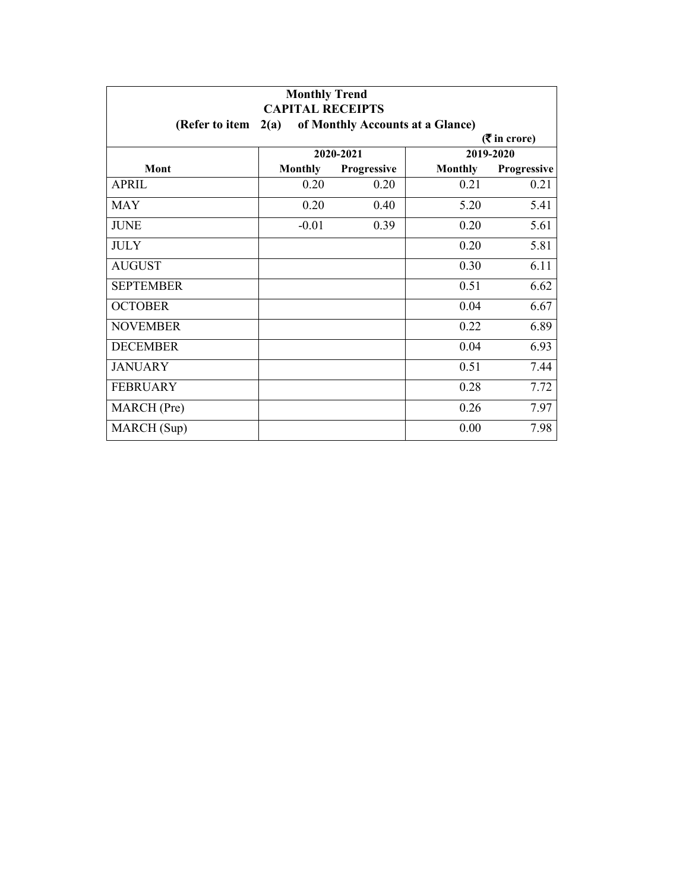**Monthly Trend**

**CAPITAL RECEIPTS**

**(Refer to item 2(a) of Monthly Accounts at a Glance)**

**(₹ in crore)**

| Mont | 2020-2021 | | 2019-2020 | |
|---|---|---|---|---|
| | Monthly | Progressive | Monthly | Progressive |
| APRIL | 0.20 | 0.20 | 0.21 | 0.21 |
| MAY | 0.20 | 0.40 | 5.20 | 5.41 |
| JUNE | -0.01 | 0.39 | 0.20 | 5.61 |
| JULY | | | 0.20 | 5.81 |
| AUGUST | | | 0.30 | 6.11 |
| SEPTEMBER | | | 0.51 | 6.62 |
| OCTOBER | | | 0.04 | 6.67 |
| NOVEMBER | | | 0.22 | 6.89 |
| DECEMBER | | | 0.04 | 6.93 |
| JANUARY | | | 0.51 | 7.44 |
| FEBRUARY | | | 0.28 | 7.72 |
| MARCH (Pre) | | | 0.26 | 7.97 |
| MARCH (Sup) | | | 0.00 | 7.98 |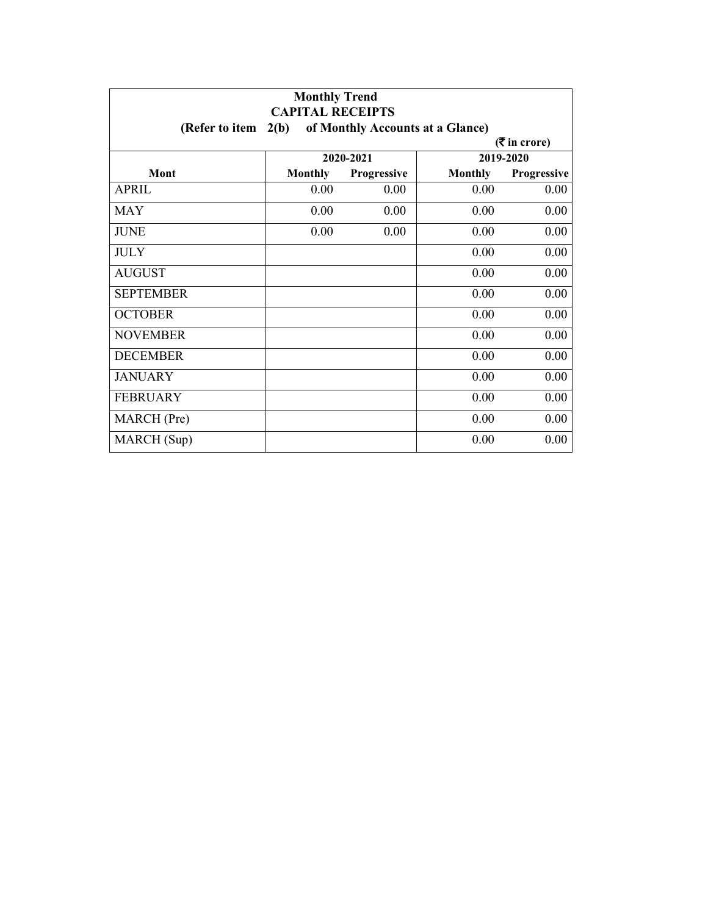**Monthly Trend**

**CAPITAL RECEIPTS**

**(Refer to item 2(b) of Monthly Accounts at a Glance)**

**(₹ in crore)**

| Mont | 2020-2021 | | 2019-2020 | |
|---|---|---|---|---|
| | Monthly | Progressive | Monthly | Progressive |
| APRIL | 0.00 | 0.00 | 0.00 | 0.00 |
| MAY | 0.00 | 0.00 | 0.00 | 0.00 |
| JUNE | 0.00 | 0.00 | 0.00 | 0.00 |
| JULY | | | 0.00 | 0.00 |
| AUGUST | | | 0.00 | 0.00 |
| SEPTEMBER | | | 0.00 | 0.00 |
| OCTOBER | | | 0.00 | 0.00 |
| NOVEMBER | | | 0.00 | 0.00 |
| DECEMBER | | | 0.00 | 0.00 |
| JANUARY | | | 0.00 | 0.00 |
| FEBRUARY | | | 0.00 | 0.00 |
| MARCH (Pre) | | | 0.00 | 0.00 |
| MARCH (Sup) | | | 0.00 | 0.00 |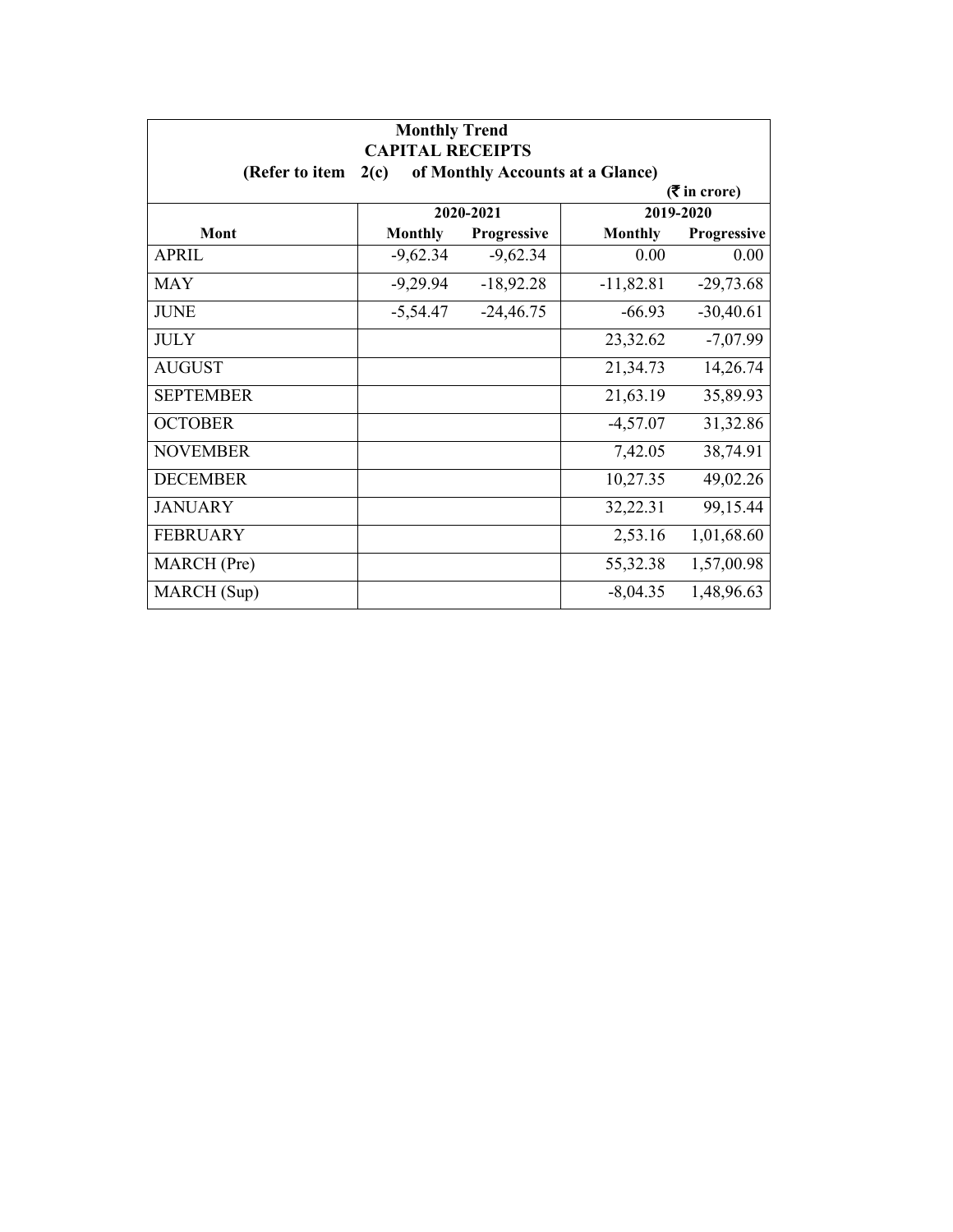**Monthly Trend**
**CAPITAL RECEIPTS**
**(Refer to item 2(c) of Monthly Accounts at a Glance)**

**(₹ in crore)**

| Mont | 2020-2021 | | 2019-2020 | |
|---|---|---|---|---|
| | Monthly | Progressive | Monthly | Progressive |
| APRIL | -9,62.34 | -9,62.34 | 0.00 | 0.00 |
| MAY | -9,29.94 | -18,92.28 | -11,82.81 | -29,73.68 |
| JUNE | -5,54.47 | -24,46.75 | -66.93 | -30,40.61 |
| JULY | | | 23,32.62 | -7,07.99 |
| AUGUST | | | 21,34.73 | 14,26.74 |
| SEPTEMBER | | | 21,63.19 | 35,89.93 |
| OCTOBER | | | -4,57.07 | 31,32.86 |
| NOVEMBER | | | 7,42.05 | 38,74.91 |
| DECEMBER | | | 10,27.35 | 49,02.26 |
| JANUARY | | | 32,22.31 | 99,15.44 |
| FEBRUARY | | | 2,53.16 | 1,01,68.60 |
| MARCH (Pre) | | | 55,32.38 | 1,57,00.98 |
| MARCH (Sup) | | | -8,04.35 | 1,48,96.63 |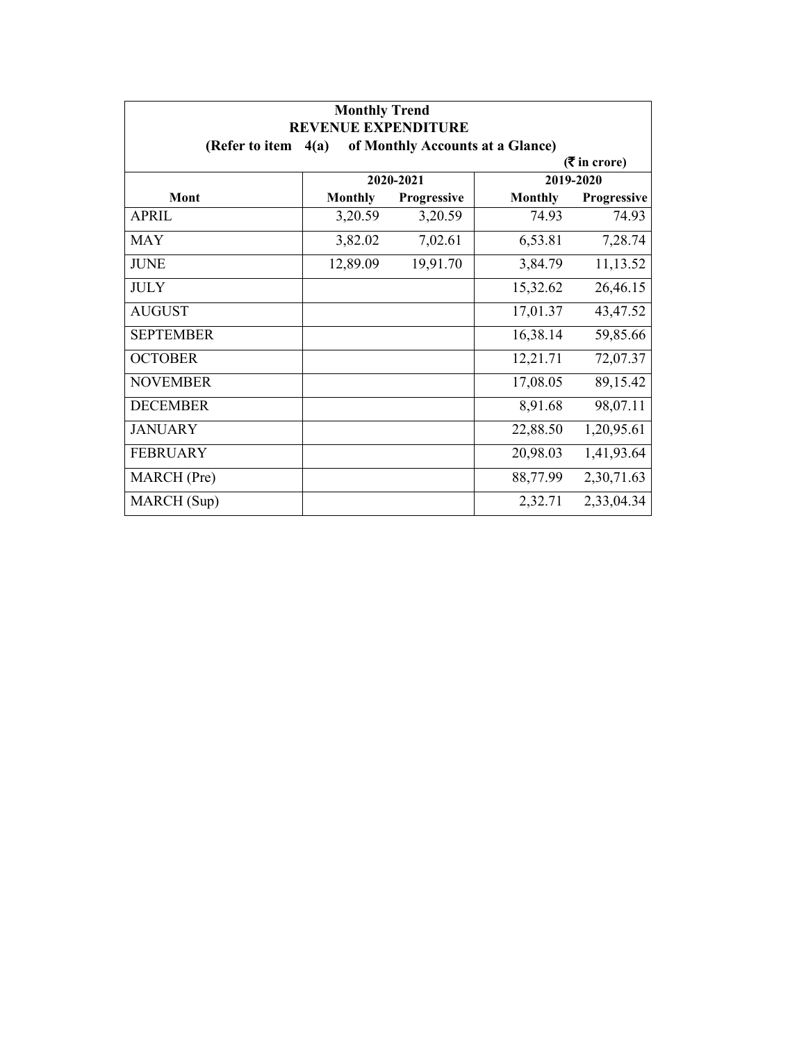**Monthly Trend**
**REVENUE EXPENDITURE**
**(Refer to item 4(a) of Monthly Accounts at a Glance)**

**(₹ in crore)**

| Mont | 2020-2021 | | 2019-2020 | |
|---|---|---|---|---|
| | Monthly | Progressive | Monthly | Progressive |
| APRIL | 3,20.59 | 3,20.59 | 74.93 | 74.93 |
| MAY | 3,82.02 | 7,02.61 | 6,53.81 | 7,28.74 |
| JUNE | 12,89.09 | 19,91.70 | 3,84.79 | 11,13.52 |
| JULY | | | 15,32.62 | 26,46.15 |
| AUGUST | | | 17,01.37 | 43,47.52 |
| SEPTEMBER | | | 16,38.14 | 59,85.66 |
| OCTOBER | | | 12,21.71 | 72,07.37 |
| NOVEMBER | | | 17,08.05 | 89,15.42 |
| DECEMBER | | | 8,91.68 | 98,07.11 |
| JANUARY | | | 22,88.50 | 1,20,95.61 |
| FEBRUARY | | | 20,98.03 | 1,41,93.64 |
| MARCH (Pre) | | | 88,77.99 | 2,30,71.63 |
| MARCH (Sup) | | | 2,32.71 | 2,33,04.34 |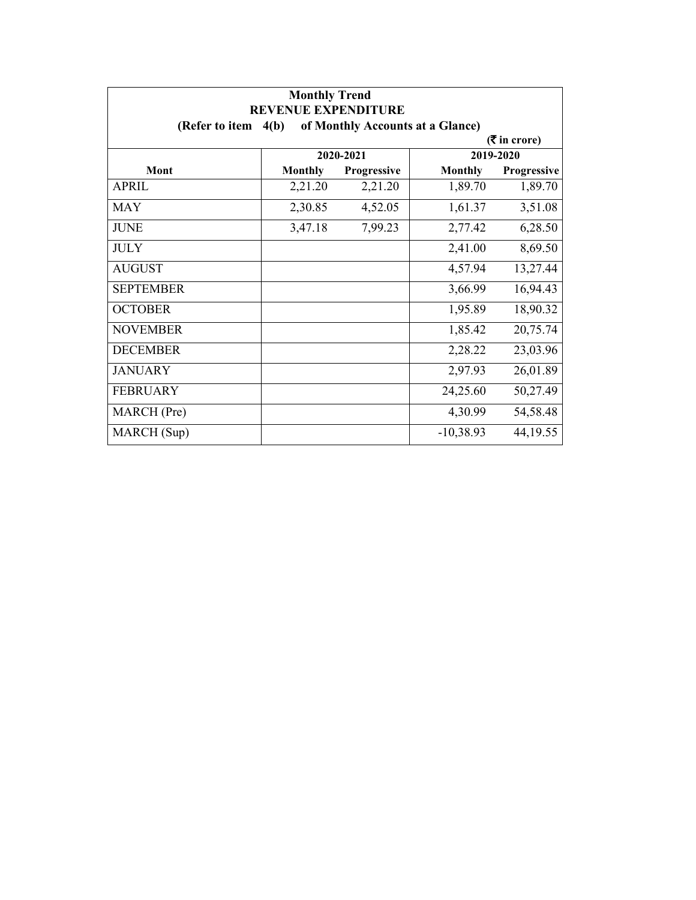**Monthly Trend**
**REVENUE EXPENDITURE**
**(Refer to item 4(b) of Monthly Accounts at a Glance)**

**(₹ in crore)**

| Mont | 2020-2021 | | 2019-2020 | |
|---|---|---|---|---|
| | **Monthly** | **Progressive** | **Monthly** | **Progressive** |
| APRIL | 2,21.20 | 2,21.20 | 1,89.70 | 1,89.70 |
| MAY | 2,30.85 | 4,52.05 | 1,61.37 | 3,51.08 |
| JUNE | 3,47.18 | 7,99.23 | 2,77.42 | 6,28.50 |
| JULY | | | 2,41.00 | 8,69.50 |
| AUGUST | | | 4,57.94 | 13,27.44 |
| SEPTEMBER | | | 3,66.99 | 16,94.43 |
| OCTOBER | | | 1,95.89 | 18,90.32 |
| NOVEMBER | | | 1,85.42 | 20,75.74 |
| DECEMBER | | | 2,28.22 | 23,03.96 |
| JANUARY | | | 2,97.93 | 26,01.89 |
| FEBRUARY | | | 24,25.60 | 50,27.49 |
| MARCH (Pre) | | | 4,30.99 | 54,58.48 |
| MARCH (Sup) | | | -10,38.93 | 44,19.55 |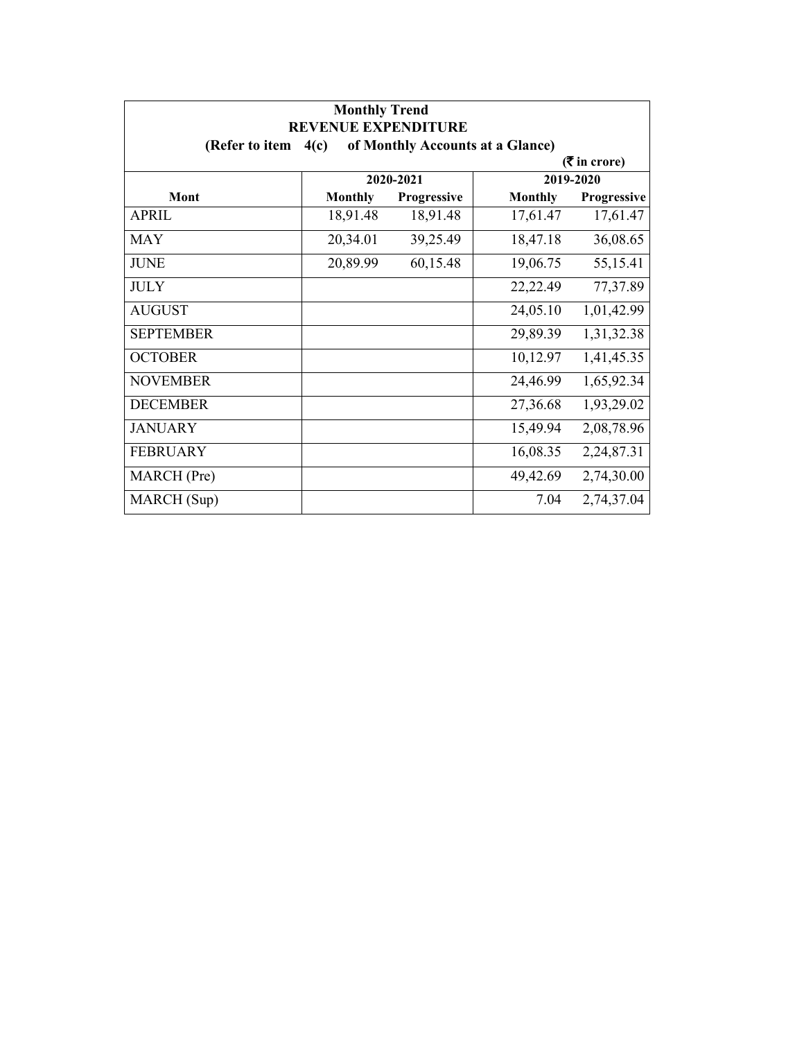**Monthly Trend**

**REVENUE EXPENDITURE**

**(Refer to item 4(c) of Monthly Accounts at a Glance)**

**(₹ in crore)**

| Mont | 2020-2021 | | 2019-2020 | |
|---|---|---|---|---|
| | **Monthly** | **Progressive** | **Monthly** | **Progressive** |
| APRIL | 18,91.48 | 18,91.48 | 17,61.47 | 17,61.47 |
| MAY | 20,34.01 | 39,25.49 | 18,47.18 | 36,08.65 |
| JUNE | 20,89.99 | 60,15.48 | 19,06.75 | 55,15.41 |
| JULY | | | 22,22.49 | 77,37.89 |
| AUGUST | | | 24,05.10 | 1,01,42.99 |
| SEPTEMBER | | | 29,89.39 | 1,31,32.38 |
| OCTOBER | | | 10,12.97 | 1,41,45.35 |
| NOVEMBER | | | 24,46.99 | 1,65,92.34 |
| DECEMBER | | | 27,36.68 | 1,93,29.02 |
| JANUARY | | | 15,49.94 | 2,08,78.96 |
| FEBRUARY | | | 16,08.35 | 2,24,87.31 |
| MARCH (Pre) | | | 49,42.69 | 2,74,30.00 |
| MARCH (Sup) | | | 7.04 | 2,74,37.04 |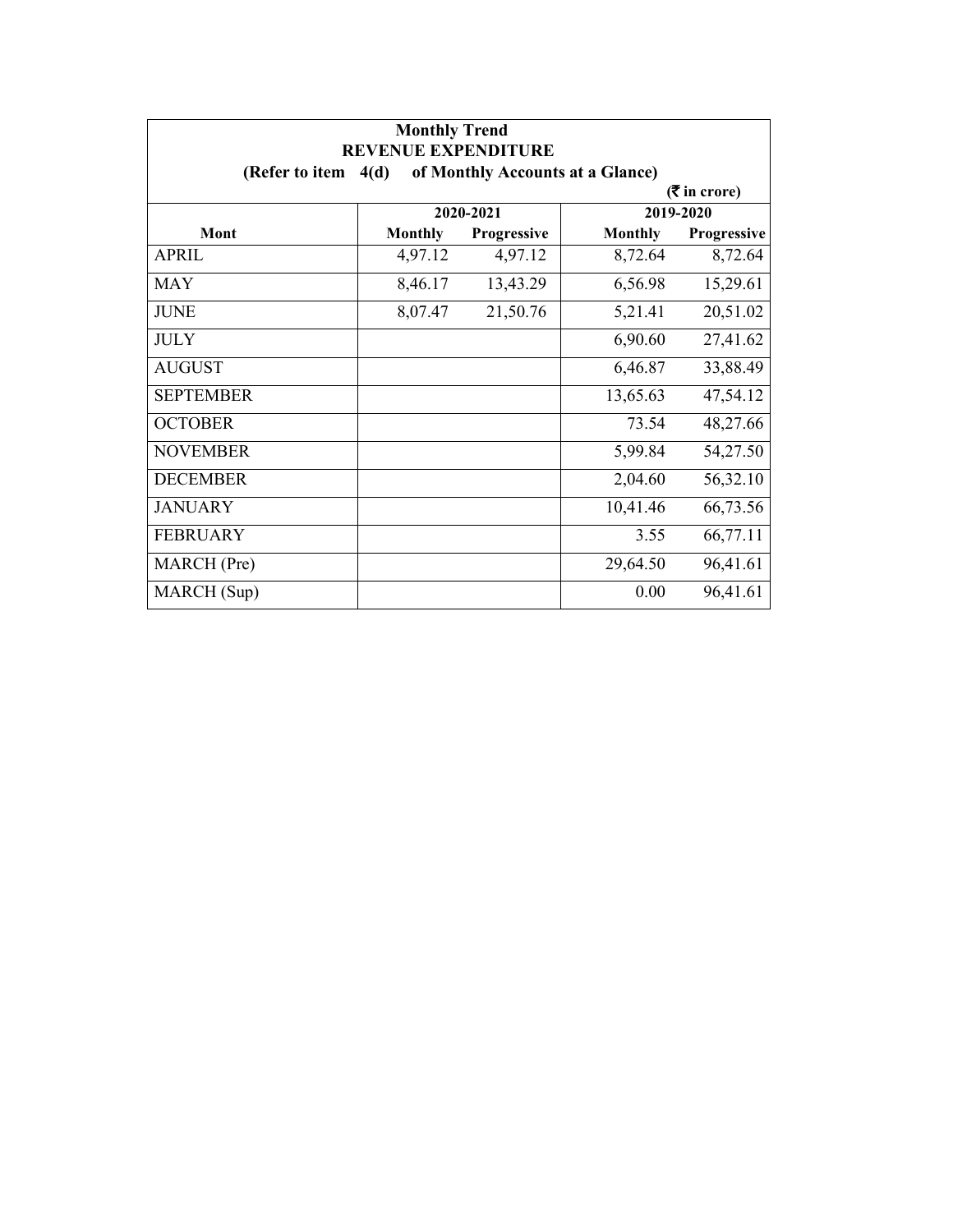**Monthly Trend**
**REVENUE EXPENDITURE**
**(Refer to item 4(d) of Monthly Accounts at a Glance)**

**(₹ in crore)**

| Mont | 2020-2021 | | 2019-2020 | |
|---|---|---|---|---|
| | Monthly | Progressive | Monthly | Progressive |
| APRIL | 4,97.12 | 4,97.12 | 8,72.64 | 8,72.64 |
| MAY | 8,46.17 | 13,43.29 | 6,56.98 | 15,29.61 |
| JUNE | 8,07.47 | 21,50.76 | 5,21.41 | 20,51.02 |
| JULY | | | 6,90.60 | 27,41.62 |
| AUGUST | | | 6,46.87 | 33,88.49 |
| SEPTEMBER | | | 13,65.63 | 47,54.12 |
| OCTOBER | | | 73.54 | 48,27.66 |
| NOVEMBER | | | 5,99.84 | 54,27.50 |
| DECEMBER | | | 2,04.60 | 56,32.10 |
| JANUARY | | | 10,41.46 | 66,73.56 |
| FEBRUARY | | | 3.55 | 66,77.11 |
| MARCH (Pre) | | | 29,64.50 | 96,41.61 |
| MARCH (Sup) | | | 0.00 | 96,41.61 |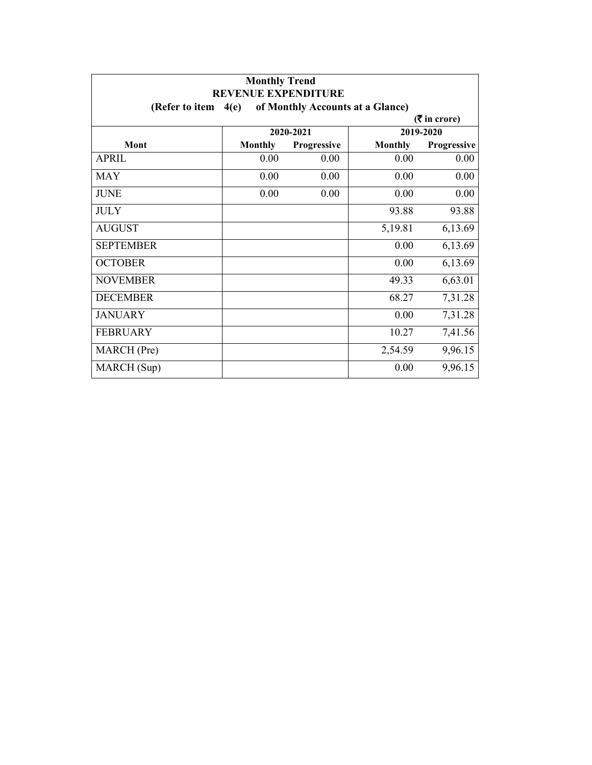**Monthly Trend**
**REVENUE EXPENDITURE**
**(Refer to item 4(e) of Monthly Accounts at a Glance)**

**(₹ in crore)**

| Mont | 2020-2021 | | 2019-2020 | |
|---|---|---|---|---|
| | Monthly | Progressive | Monthly | Progressive |
| APRIL | 0.00 | 0.00 | 0.00 | 0.00 |
| MAY | 0.00 | 0.00 | 0.00 | 0.00 |
| JUNE | 0.00 | 0.00 | 0.00 | 0.00 |
| JULY | | | 93.88 | 93.88 |
| AUGUST | | | 5,19.81 | 6,13.69 |
| SEPTEMBER | | | 0.00 | 6,13.69 |
| OCTOBER | | | 0.00 | 6,13.69 |
| NOVEMBER | | | 49.33 | 6,63.01 |
| DECEMBER | | | 68.27 | 7,31.28 |
| JANUARY | | | 0.00 | 7,31.28 |
| FEBRUARY | | | 10.27 | 7,41.56 |
| MARCH (Pre) | | | 2,54.59 | 9,96.15 |
| MARCH (Sup) | | | 0.00 | 9,96.15 |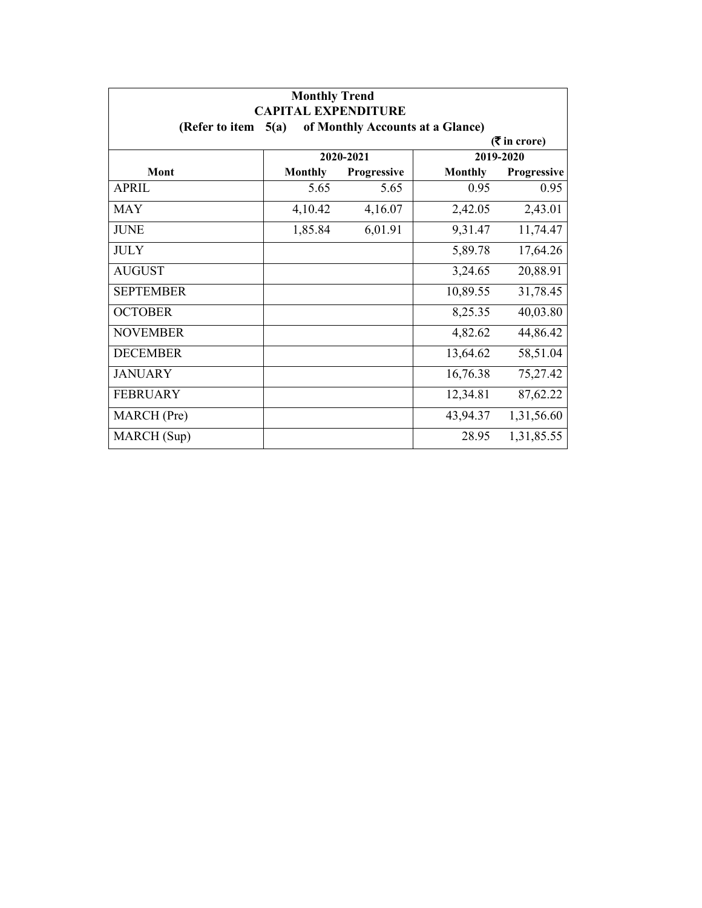**Monthly Trend**

**CAPITAL EXPENDITURE**

**(Refer to item 5(a) of Monthly Accounts at a Glance)**

**(₹ in crore)**

| | 2020-2021 | | 2019-2020 | |
|---|---|---|---|---|
| **Mont** | **Monthly** | **Progressive** | **Monthly** | **Progressive** |
| APRIL | 5.65 | 5.65 | 0.95 | 0.95 |
| MAY | 4,10.42 | 4,16.07 | 2,42.05 | 2,43.01 |
| JUNE | 1,85.84 | 6,01.91 | 9,31.47 | 11,74.47 |
| JULY | | | 5,89.78 | 17,64.26 |
| AUGUST | | | 3,24.65 | 20,88.91 |
| SEPTEMBER | | | 10,89.55 | 31,78.45 |
| OCTOBER | | | 8,25.35 | 40,03.80 |
| NOVEMBER | | | 4,82.62 | 44,86.42 |
| DECEMBER | | | 13,64.62 | 58,51.04 |
| JANUARY | | | 16,76.38 | 75,27.42 |
| FEBRUARY | | | 12,34.81 | 87,62.22 |
| MARCH (Pre) | | | 43,94.37 | 1,31,56.60 |
| MARCH (Sup) | | | 28.95 | 1,31,85.55 |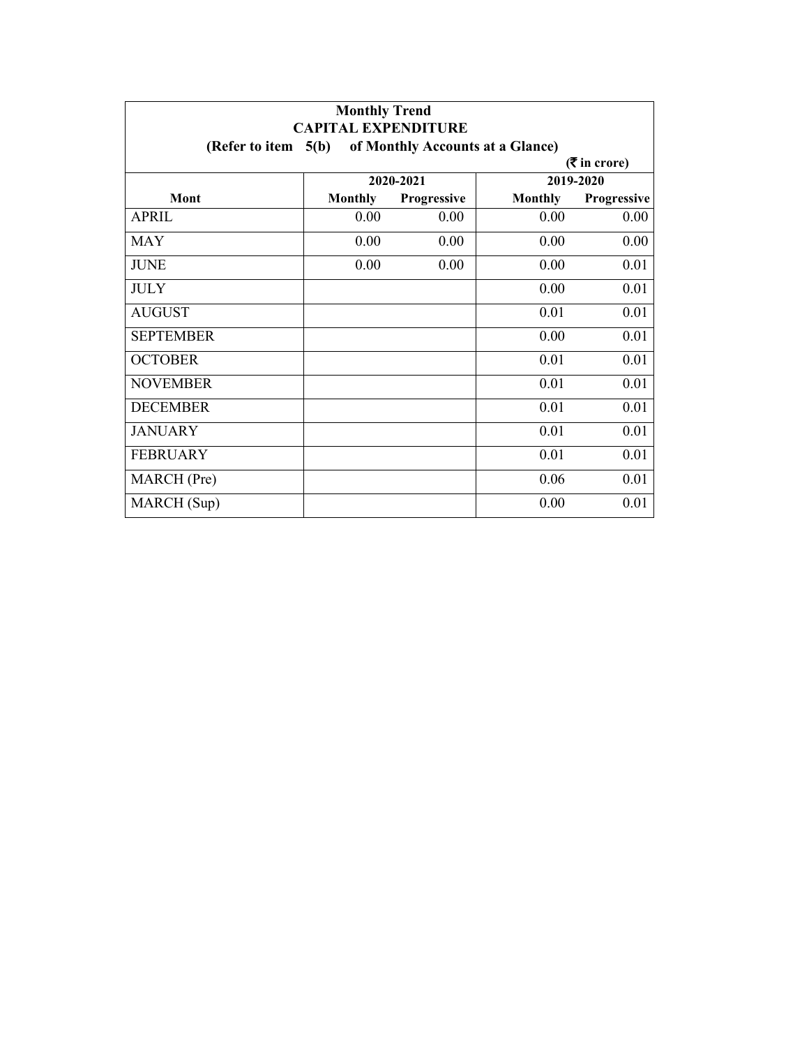**Monthly Trend**

**CAPITAL EXPENDITURE**

**(Refer to item 5(b) of Monthly Accounts at a Glance)**

**(₹ in crore)**

| Mont | 2020-2021 | | 2019-2020 | |
|---|---|---|---|---|
| | Monthly | Progressive | Monthly | Progressive |
| APRIL | 0.00 | 0.00 | 0.00 | 0.00 |
| MAY | 0.00 | 0.00 | 0.00 | 0.00 |
| JUNE | 0.00 | 0.00 | 0.00 | 0.01 |
| JULY | | | 0.00 | 0.01 |
| AUGUST | | | 0.01 | 0.01 |
| SEPTEMBER | | | 0.00 | 0.01 |
| OCTOBER | | | 0.01 | 0.01 |
| NOVEMBER | | | 0.01 | 0.01 |
| DECEMBER | | | 0.01 | 0.01 |
| JANUARY | | | 0.01 | 0.01 |
| FEBRUARY | | | 0.01 | 0.01 |
| MARCH (Pre) | | | 0.06 | 0.01 |
| MARCH (Sup) | | | 0.00 | 0.01 |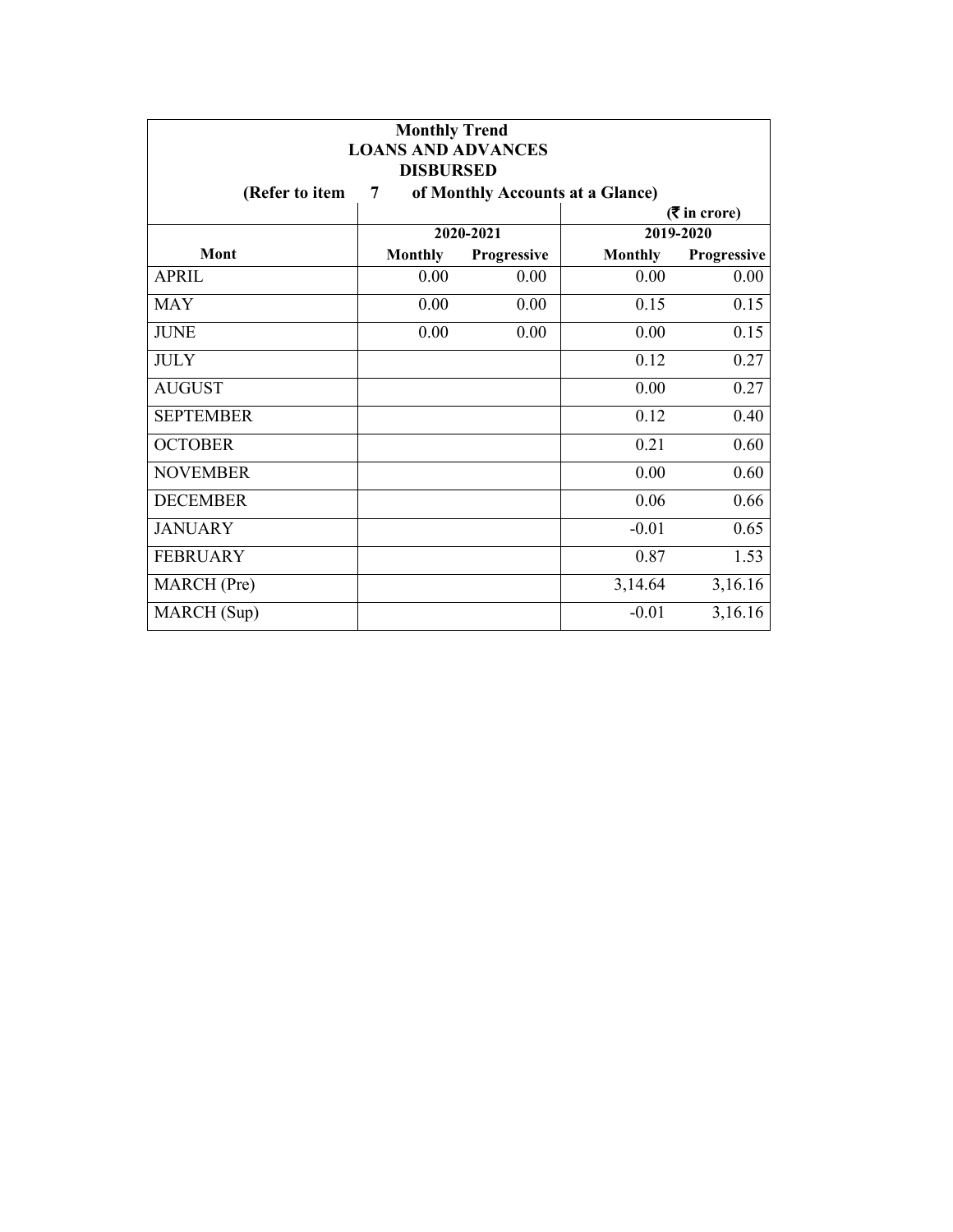**Monthly Trend**
**LOANS AND ADVANCES**
**DISBURSED**
**(Refer to item 7 of Monthly Accounts at a Glance)**

**(₹ in crore)**

| Mont | 2020-2021 | | 2019-2020 | |
|---|---|---|---|---|
| | **Monthly** | **Progressive** | **Monthly** | **Progressive** |
| APRIL | 0.00 | 0.00 | 0.00 | 0.00 |
| MAY | 0.00 | 0.00 | 0.15 | 0.15 |
| JUNE | 0.00 | 0.00 | 0.00 | 0.15 |
| JULY | | | 0.12 | 0.27 |
| AUGUST | | | 0.00 | 0.27 |
| SEPTEMBER | | | 0.12 | 0.40 |
| OCTOBER | | | 0.21 | 0.60 |
| NOVEMBER | | | 0.00 | 0.60 |
| DECEMBER | | | 0.06 | 0.66 |
| JANUARY | | | -0.01 | 0.65 |
| FEBRUARY | | | 0.87 | 1.53 |
| MARCH (Pre) | | | 3,14.64 | 3,16.16 |
| MARCH (Sup) | | | -0.01 | 3,16.16 |